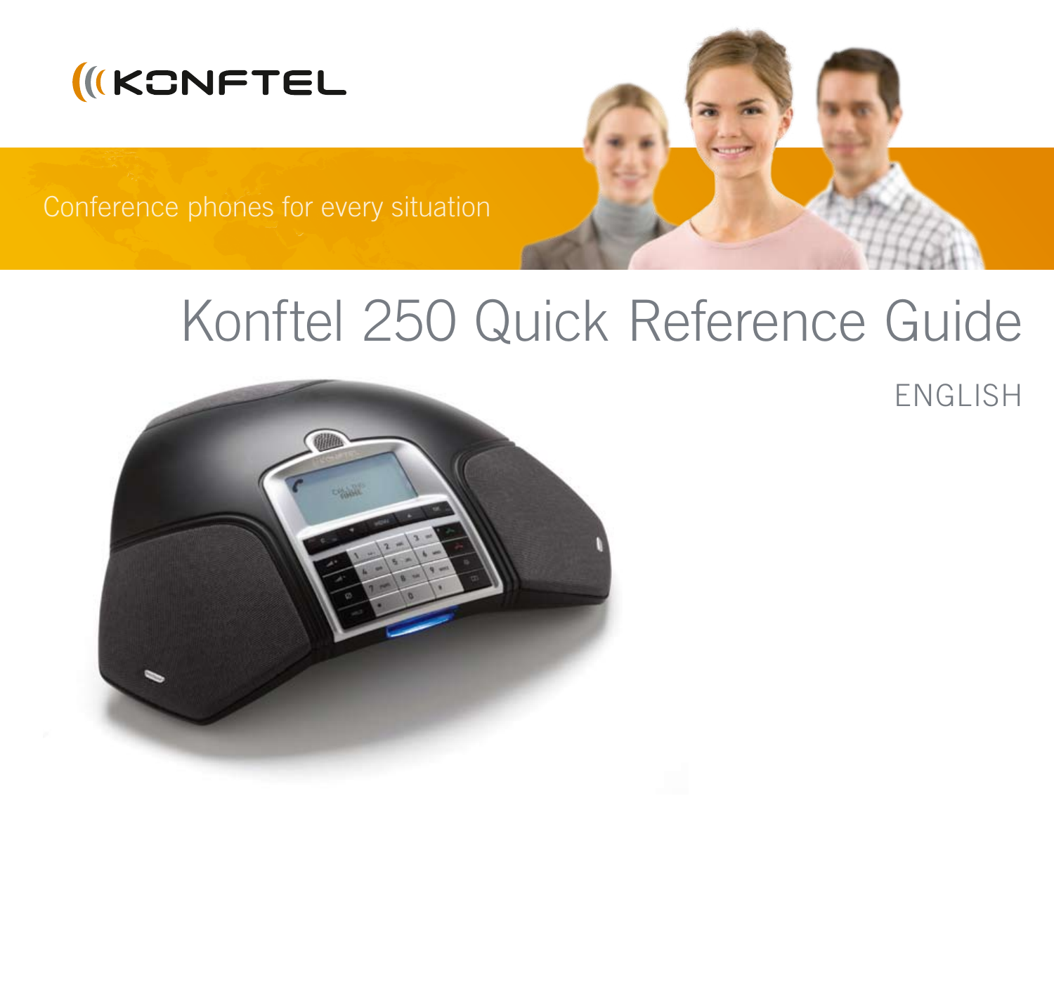KONFTEL

Conference phones for every situation

# Konftel 250 Quick Reference Guide

ENGLISH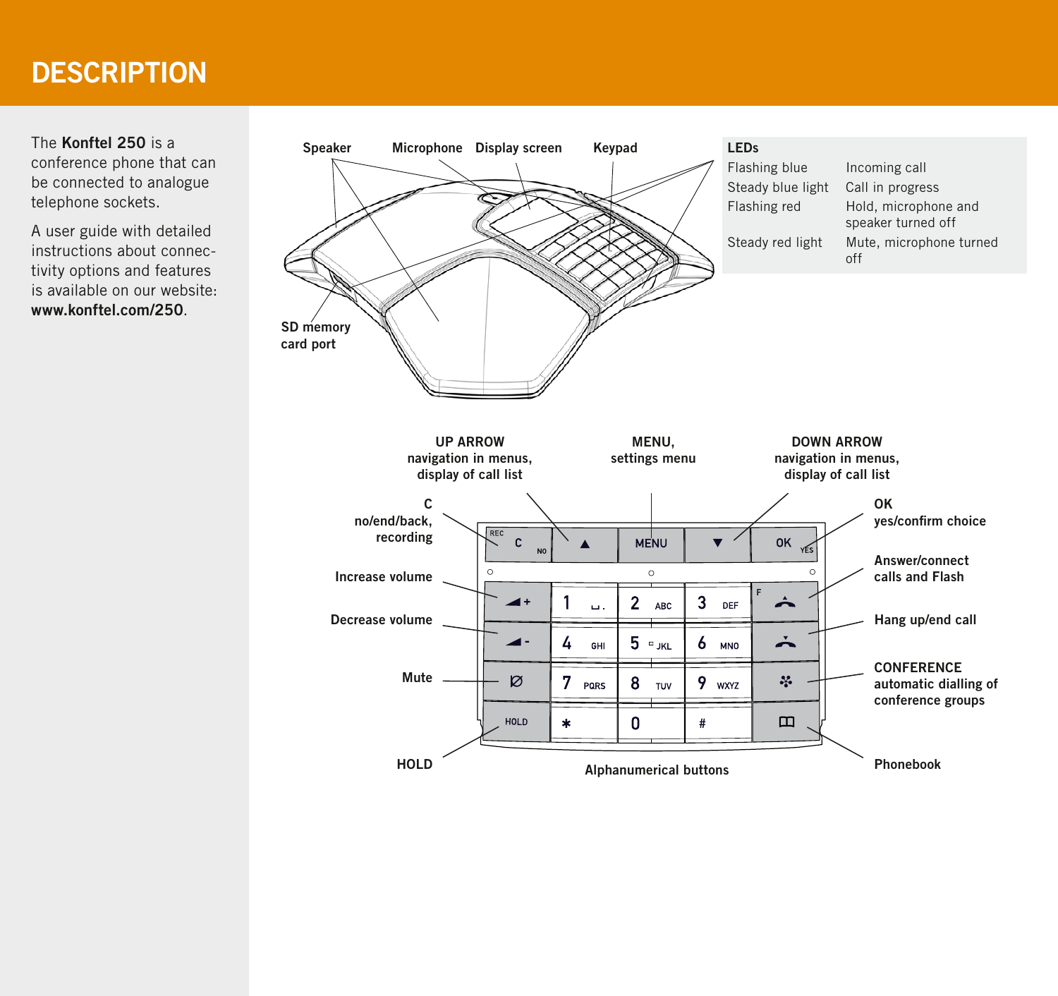# DESCRIPTION

The **Konftel 250** is a conference phone that can be connected to analogue telephone sockets.

A user guide with detailed instructions about connectivity options and features is available on our website: **www.konftel.com/250**.

Speaker

Microphone

Display screen

Keypad

SD memory card port

| LEDs | |
|---|---|
| Flashing blue | Incoming call |
| Steady blue light | Call in progress |
| Flashing red | Hold, microphone and speaker turned off |
| Steady red light | Mute, microphone turned off |

**UP ARROW** navigation in menus, display of call list

**MENU,** settings menu

**DOWN ARROW** navigation in menus, display of call list

**C** no/end/back, recording

**OK** yes/confirm choice

**Increase volume**

**Answer/connect calls and Flash**

**Decrease volume**

**Hang up/end call**

**Mute**

**CONFERENCE** automatic dialling of conference groups

**HOLD**

**Alphanumerical buttons**

**Phonebook**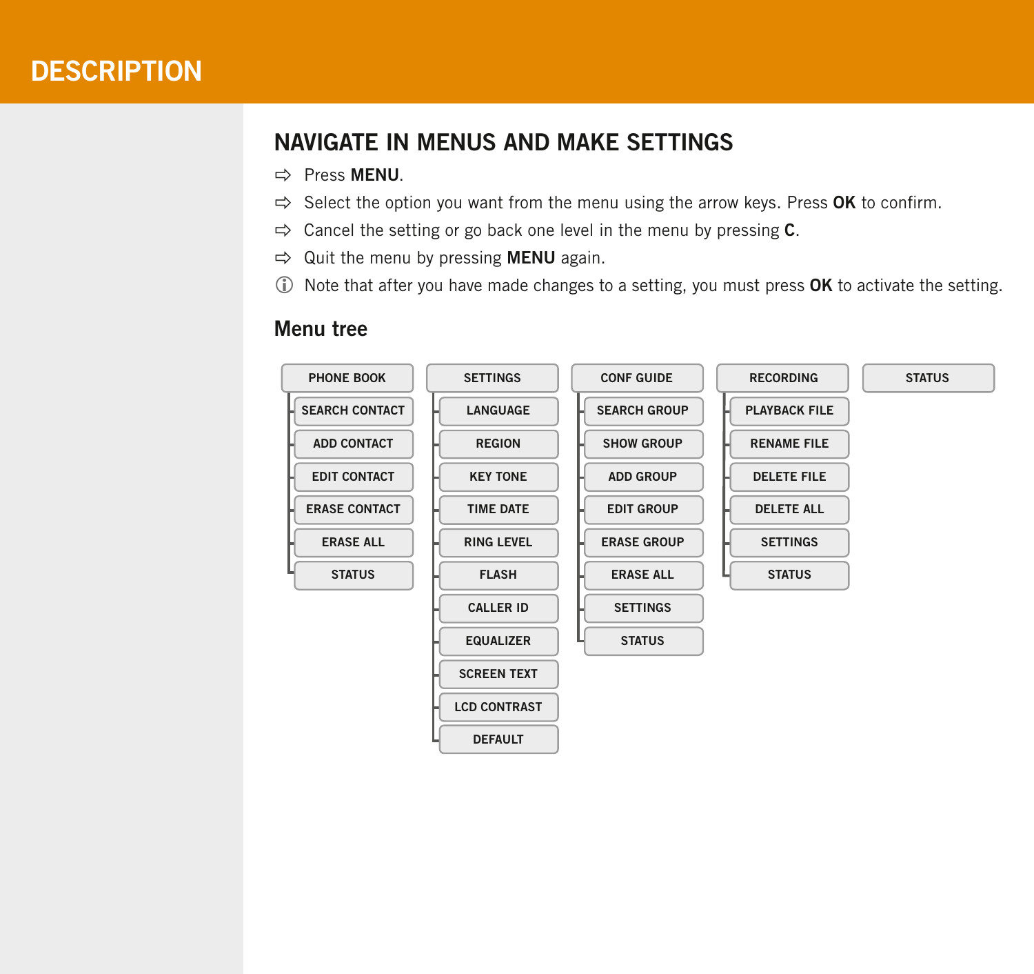# DESCRIPTION

## NAVIGATE IN MENUS AND MAKE SETTINGS

⇨ Press **MENU**.

⇨ Select the option you want from the menu using the arrow keys. Press **OK** to confirm.

⇨ Cancel the setting or go back one level in the menu by pressing **C**.

⇨ Quit the menu by pressing **MENU** again.

ⓘ Note that after you have made changes to a setting, you must press **OK** to activate the setting.

### Menu tree

- PHONE BOOK
  - SEARCH CONTACT
  - ADD CONTACT
  - EDIT CONTACT
  - ERASE CONTACT
  - ERASE ALL
  - STATUS
- SETTINGS
  - LANGUAGE
  - REGION
  - KEY TONE
  - TIME DATE
  - RING LEVEL
  - FLASH
  - CALLER ID
  - EQUALIZER
  - SCREEN TEXT
  - LCD CONTRAST
  - DEFAULT
- CONF GUIDE
  - SEARCH GROUP
  - SHOW GROUP
  - ADD GROUP
  - EDIT GROUP
  - ERASE GROUP
  - ERASE ALL
  - SETTINGS
  - STATUS
- RECORDING
  - PLAYBACK FILE
  - RENAME FILE
  - DELETE FILE
  - DELETE ALL
  - SETTINGS
  - STATUS
- STATUS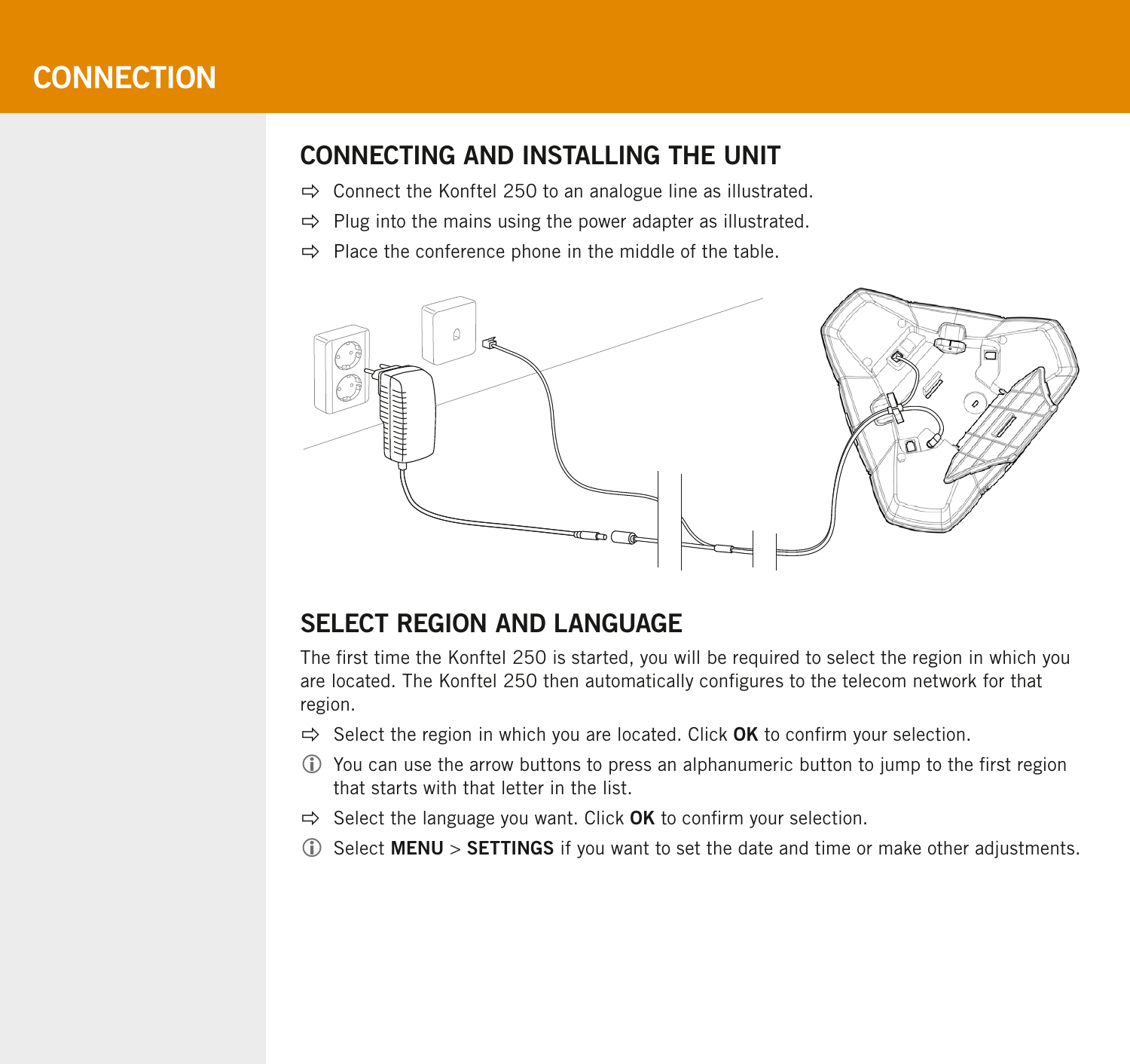# CONNECTION

## CONNECTING AND INSTALLING THE UNIT

⇨ Connect the Konftel 250 to an analogue line as illustrated.

⇨ Plug into the mains using the power adapter as illustrated.

⇨ Place the conference phone in the middle of the table.

## SELECT REGION AND LANGUAGE

The first time the Konftel 250 is started, you will be required to select the region in which you are located. The Konftel 250 then automatically configures to the telecom network for that region.

⇨ Select the region in which you are located. Click **OK** to confirm your selection.

ⓘ You can use the arrow buttons to press an alphanumeric button to jump to the first region that starts with that letter in the list.

⇨ Select the language you want. Click **OK** to confirm your selection.

ⓘ Select **MENU** > **SETTINGS** if you want to set the date and time or make other adjustments.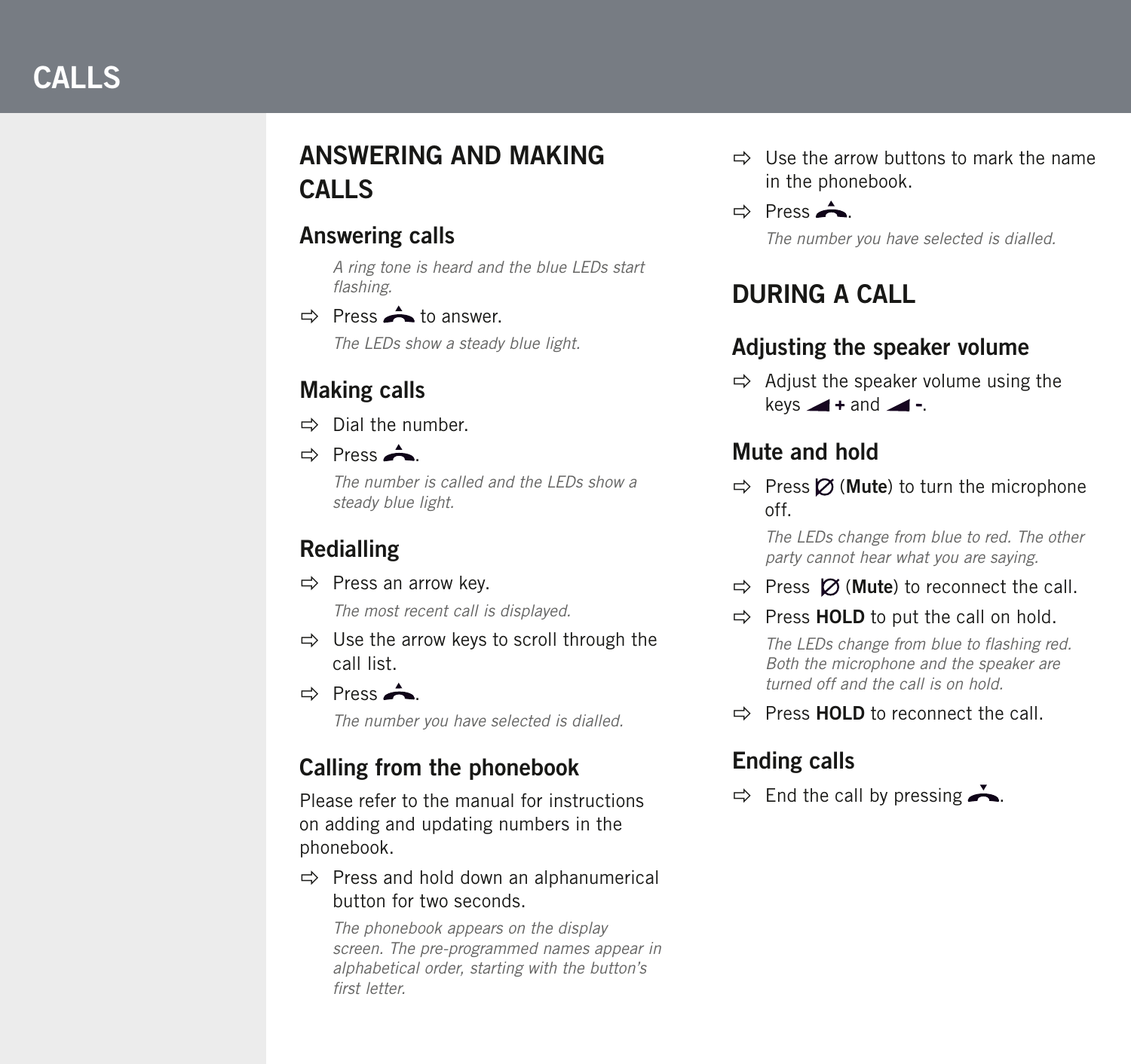# CALLS

## ANSWERING AND MAKING CALLS

### Answering calls

*A ring tone is heard and the blue LEDs start flashing.*

⇨ Press  to answer.

*The LEDs show a steady blue light.*

### Making calls

⇨ Dial the number.

⇨ Press .

*The number is called and the LEDs show a steady blue light.*

### Redialling

⇨ Press an arrow key.

*The most recent call is displayed.*

⇨ Use the arrow keys to scroll through the call list.

⇨ Press .

*The number you have selected is dialled.*

### Calling from the phonebook

Please refer to the manual for instructions on adding and updating numbers in the phonebook.

⇨ Press and hold down an alphanumerical button for two seconds.

*The phonebook appears on the display screen. The pre-programmed names appear in alphabetical order, starting with the button's first letter.*

⇨ Use the arrow buttons to mark the name in the phonebook.

⇨ Press .

*The number you have selected is dialled.*

## DURING A CALL

### Adjusting the speaker volume

⇨ Adjust the speaker volume using the keys **+** and **-**.

### Mute and hold

⇨ Press ∅ (**Mute**) to turn the microphone off.

*The LEDs change from blue to red. The other party cannot hear what you are saying.*

⇨ Press ∅ (**Mute**) to reconnect the call.

⇨ Press **HOLD** to put the call on hold.

*The LEDs change from blue to flashing red. Both the microphone and the speaker are turned off and the call is on hold.*

⇨ Press **HOLD** to reconnect the call.

### Ending calls

⇨ End the call by pressing .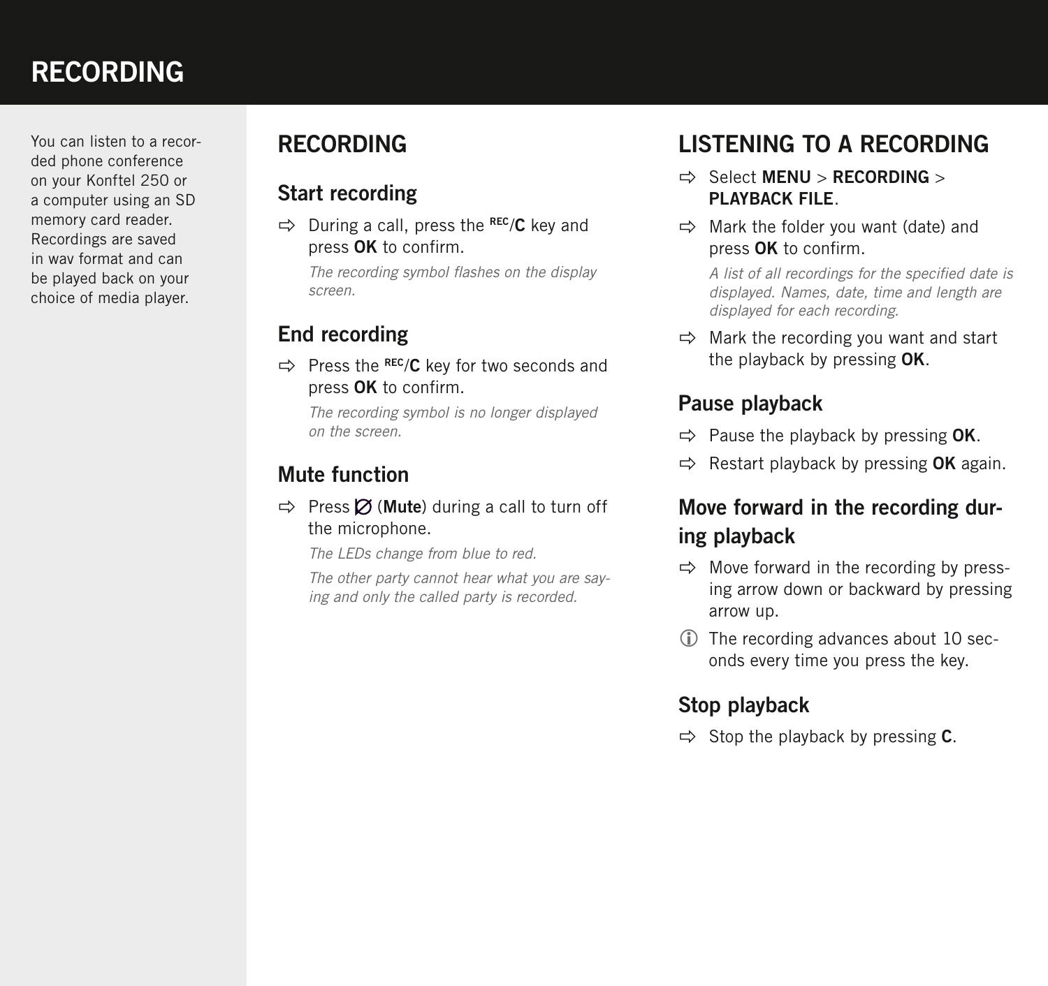# RECORDING

You can listen to a recorded phone conference on your Konftel 250 or a computer using an SD memory card reader. Recordings are saved in wav format and can be played back on your choice of media player.

## RECORDING

### Start recording

⇨ During a call, press the REC/**C** key and press **OK** to confirm.

*The recording symbol flashes on the display screen.*

### End recording

⇨ Press the REC/**C** key for two seconds and press **OK** to confirm.

*The recording symbol is no longer displayed on the screen.*

### Mute function

⇨ Press ∅ (**Mute**) during a call to turn off the microphone.

*The LEDs change from blue to red.*

*The other party cannot hear what you are saying and only the called party is recorded.*

## LISTENING TO A RECORDING

⇨ Select **MENU** > **RECORDING** > **PLAYBACK FILE**.

⇨ Mark the folder you want (date) and press **OK** to confirm.

*A list of all recordings for the specified date is displayed. Names, date, time and length are displayed for each recording.*

⇨ Mark the recording you want and start the playback by pressing **OK**.

### Pause playback

⇨ Pause the playback by pressing **OK**.

⇨ Restart playback by pressing **OK** again.

### Move forward in the recording during playback

⇨ Move forward in the recording by pressing arrow down or backward by pressing arrow up.

ⓘ The recording advances about 10 seconds every time you press the key.

### Stop playback

⇨ Stop the playback by pressing **C**.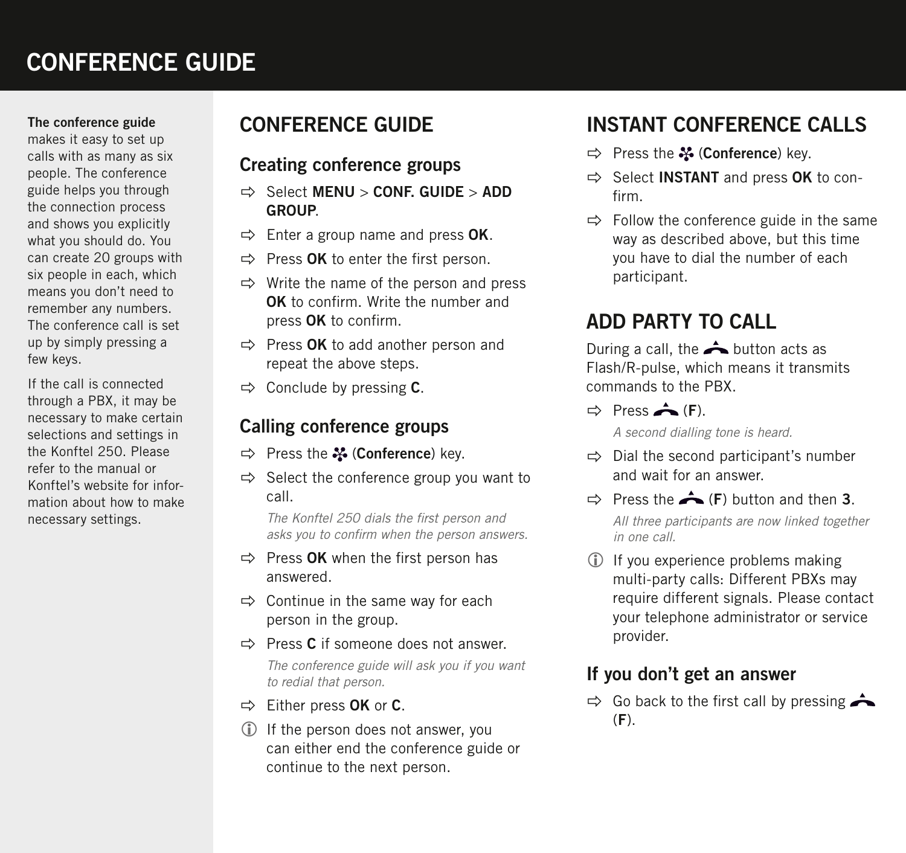# CONFERENCE GUIDE

**The conference guide** makes it easy to set up calls with as many as six people. The conference guide helps you through the connection process and shows you explicitly what you should do. You can create 20 groups with six people in each, which means you don't need to remember any numbers. The conference call is set up by simply pressing a few keys.

If the call is connected through a PBX, it may be necessary to make certain selections and settings in the Konftel 250. Please refer to the manual or Konftel's website for information about how to make necessary settings.

## CONFERENCE GUIDE

### Creating conference groups

⇨ Select **MENU** > **CONF. GUIDE** > **ADD GROUP**.

⇨ Enter a group name and press **OK**.

⇨ Press **OK** to enter the first person.

⇨ Write the name of the person and press **OK** to confirm. Write the number and press **OK** to confirm.

⇨ Press **OK** to add another person and repeat the above steps.

⇨ Conclude by pressing **C**.

### Calling conference groups

⇨ Press the (**Conference**) key.

⇨ Select the conference group you want to call.

*The Konftel 250 dials the first person and asks you to confirm when the person answers.*

⇨ Press **OK** when the first person has answered.

⇨ Continue in the same way for each person in the group.

⇨ Press **C** if someone does not answer.

*The conference guide will ask you if you want to redial that person.*

⇨ Either press **OK** or **C**.

ⓘ If the person does not answer, you can either end the conference guide or continue to the next person.

## INSTANT CONFERENCE CALLS

⇨ Press the (**Conference**) key.

⇨ Select **INSTANT** and press **OK** to confirm.

⇨ Follow the conference guide in the same way as described above, but this time you have to dial the number of each participant.

## ADD PARTY TO CALL

During a call, the button acts as Flash/R-pulse, which means it transmits commands to the PBX.

⇨ Press (**F**).

*A second dialling tone is heard.*

⇨ Dial the second participant's number and wait for an answer.

⇨ Press the (**F**) button and then **3**.

*All three participants are now linked together in one call.*

ⓘ If you experience problems making multi-party calls: Different PBXs may require different signals. Please contact your telephone administrator or service provider.

### If you don't get an answer

⇨ Go back to the first call by pressing (**F**).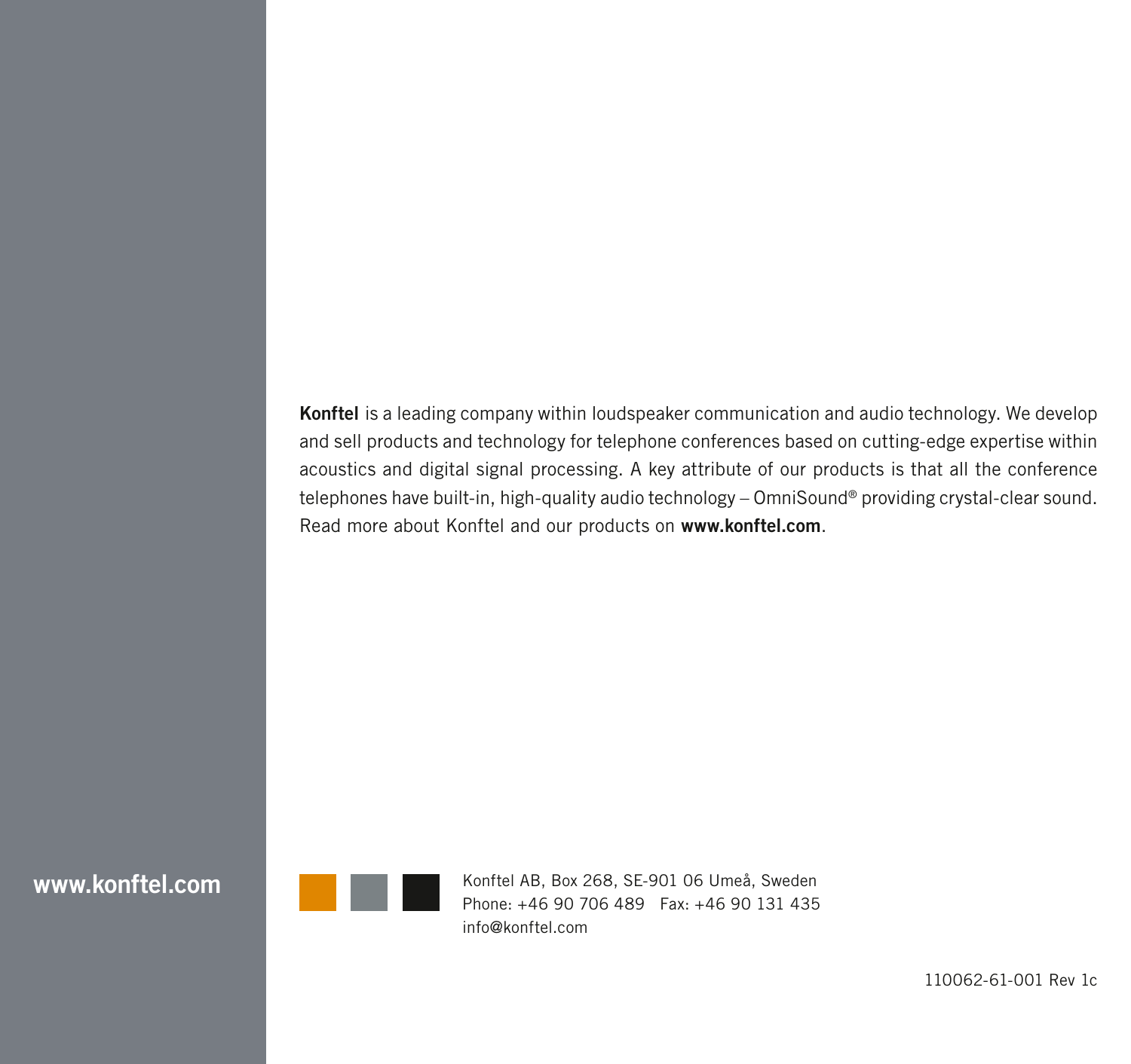**Konftel** is a leading company within loudspeaker communication and audio technology. We develop and sell products and technology for telephone conferences based on cutting-edge expertise within acoustics and digital signal processing. A key attribute of our products is that all the conference telephones have built-in, high-quality audio technology – OmniSound® providing crystal-clear sound. Read more about Konftel and our products on **www.konftel.com**.

**www.konftel.com**

Konftel AB, Box 268, SE-901 06 Umeå, Sweden
Phone: +46 90 706 489   Fax: +46 90 131 435
info@konftel.com

110062-61-001 Rev 1c